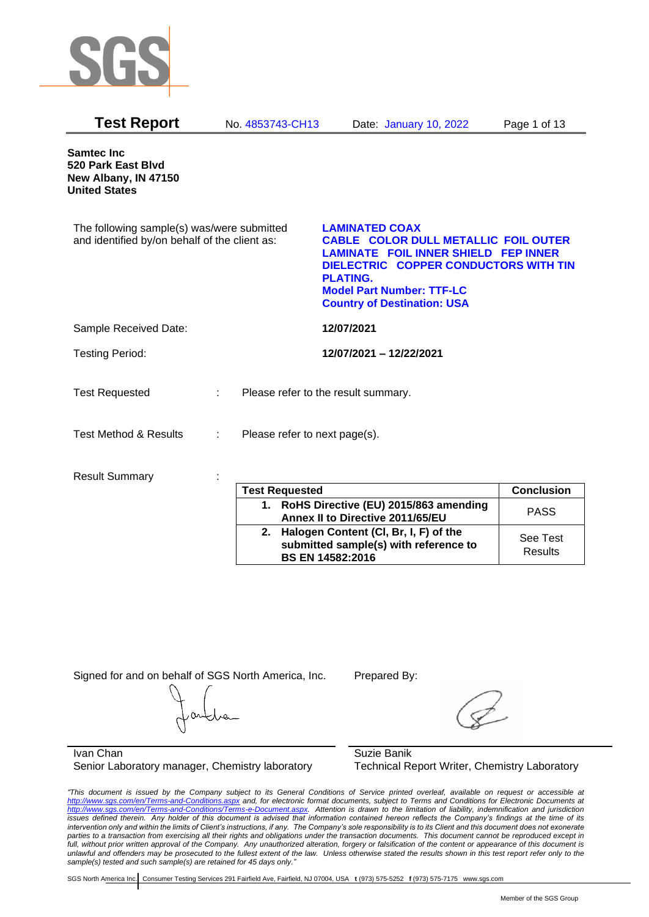# Test Report

No. 4853743-CH13 Date: January 10, 2022

**Samtec Inc**
**520 Park East Blvd**
**New Albany, IN 47150**
**United States**

The following sample(s) was/were submitted and identified by/on behalf of the client as:

**LAMINATED COAX CABLE COLOR DULL METALLIC FOIL OUTER LAMINATE FOIL INNER SHIELD FEP INNER DIELECTRIC COPPER CONDUCTORS WITH TIN PLATING.**
**Model Part Number: TTF-LC**
**Country of Destination: USA**

Sample Received Date: **12/07/2021**

Testing Period: **12/07/2021 – 12/22/2021**

Test Requested : Please refer to the result summary.

Test Method & Results : Please refer to next page(s).

Result Summary :

| Test Requested | Conclusion |
|---|---|
| **1. RoHS Directive (EU) 2015/863 amending Annex II to Directive 2011/65/EU** | PASS |
| **2. Halogen Content (Cl, Br, I, F) of the submitted sample(s) with reference to BS EN 14582:2016** | See Test Results |

Signed for and on behalf of SGS North America, Inc.

Ivan Chan
Senior Laboratory manager, Chemistry laboratory

Prepared By:

Suzie Banik
Technical Report Writer, Chemistry Laboratory

*"This document is issued by the Company subject to its General Conditions of Service printed overleaf, available on request or accessible at http://www.sgs.com/en/Terms-and-Conditions.aspx and, for electronic format documents, subject to Terms and Conditions for Electronic Documents at http://www.sgs.com/en/Terms-and-Conditions/Terms-e-Document.aspx. Attention is drawn to the limitation of liability, indemnification and jurisdiction issues defined therein. Any holder of this document is advised that information contained hereon reflects the Company's findings at the time of its intervention only and within the limits of Client's instructions, if any. The Company's sole responsibility is to its Client and this document does not exonerate parties to a transaction from exercising all their rights and obligations under the transaction documents. This document cannot be reproduced except in full, without prior written approval of the Company. Any unauthorized alteration, forgery or falsification of the content or appearance of this document is unlawful and offenders may be prosecuted to the fullest extent of the law. Unless otherwise stated the results shown in this test report refer only to the sample(s) tested and such sample(s) are retained for 45 days only."*

SGS North America Inc. | Consumer Testing Services 291 Fairfield Ave, Fairfield, NJ 07004, USA t (973) 575-5252 f (973) 575-7175 www.sgs.com

Member of the SGS Group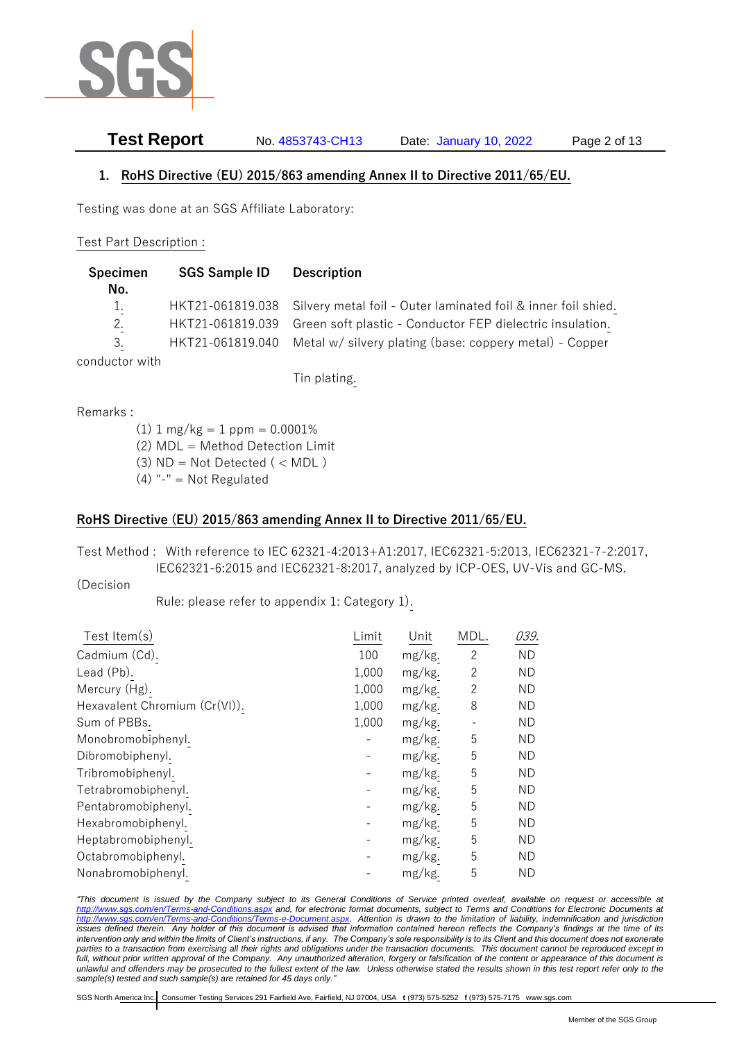## 1. RoHS Directive (EU) 2015/863 amending Annex II to Directive 2011/65/EU.

Testing was done at an SGS Affiliate Laboratory:

Test Part Description :

| Specimen No. | SGS Sample ID | Description |
|---|---|---|
| 1. | HKT21-061819.038 | Silvery metal foil - Outer laminated foil & inner foil shied. |
| 2. | HKT21-061819.039 | Green soft plastic - Conductor FEP dielectric insulation. |
| 3. | HKT21-061819.040 | Metal w/ silvery plating (base: coppery metal) - Copper conductor with Tin plating. |

Remarks :

(1) 1 mg/kg = 1 ppm = 0.0001%
(2) MDL = Method Detection Limit
(3) ND = Not Detected ( < MDL )
(4) "-" = Not Regulated

### RoHS Directive (EU) 2015/863 amending Annex II to Directive 2011/65/EU.

Test Method : With reference to IEC 62321-4:2013+A1:2017, IEC62321-5:2013, IEC62321-7-2:2017, IEC62321-6:2015 and IEC62321-8:2017, analyzed by ICP-OES, UV-Vis and GC-MS. (Decision Rule: please refer to appendix 1: Category 1).

| Test Item(s) | Limit | Unit | MDL. | *039.* |
|---|---|---|---|---|
| Cadmium (Cd). | 100 | mg/kg. | 2 | ND |
| Lead (Pb). | 1,000 | mg/kg. | 2 | ND |
| Mercury (Hg). | 1,000 | mg/kg. | 2 | ND |
| Hexavalent Chromium (Cr(VI)). | 1,000 | mg/kg. | 8 | ND |
| Sum of PBBs. | 1,000 | mg/kg. | - | ND |
| Monobromobiphenyl. | - | mg/kg. | 5 | ND |
| Dibromobiphenyl. | - | mg/kg. | 5 | ND |
| Tribromobiphenyl. | - | mg/kg. | 5 | ND |
| Tetrabromobiphenyl. | - | mg/kg. | 5 | ND |
| Pentabromobiphenyl. | - | mg/kg. | 5 | ND |
| Hexabromobiphenyl. | - | mg/kg. | 5 | ND |
| Heptabromobiphenyl. | - | mg/kg. | 5 | ND |
| Octabromobiphenyl. | - | mg/kg. | 5 | ND |
| Nonabromobiphenyl. | - | mg/kg. | 5 | ND |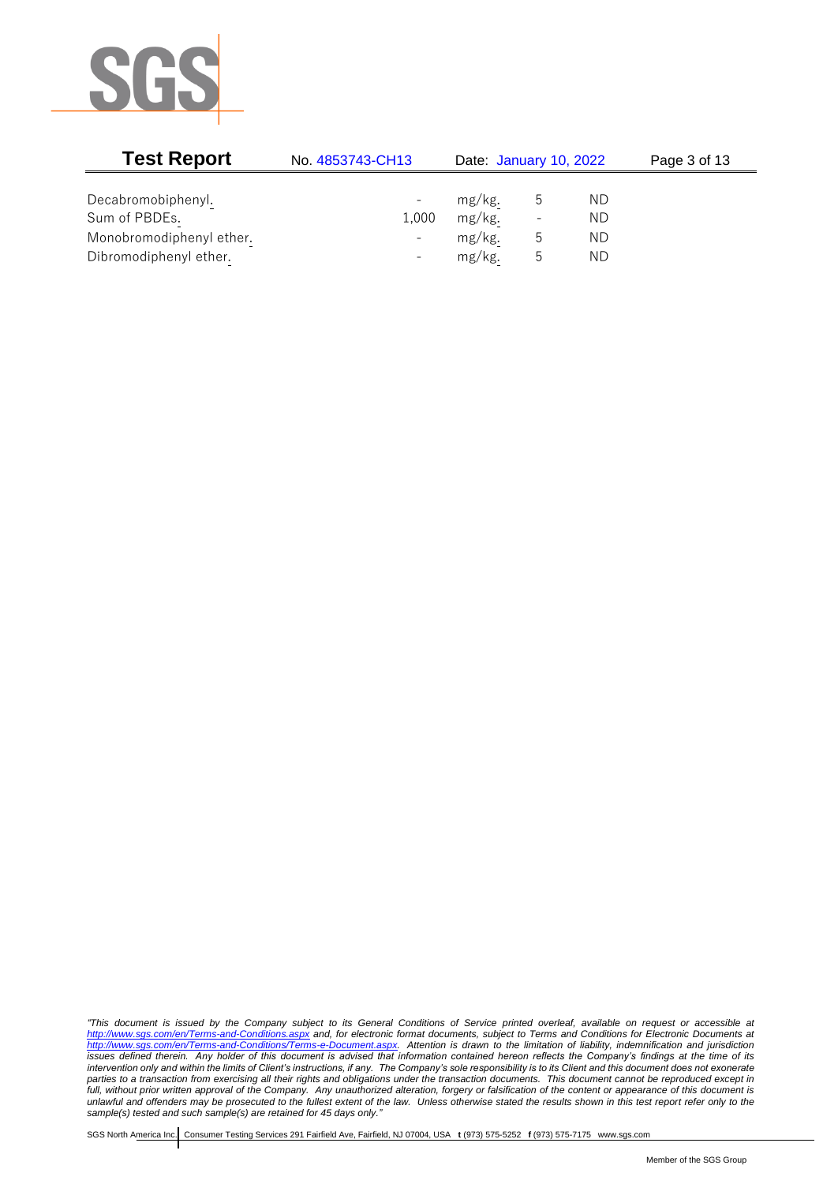| | | | | |
|---|---|---|---|---|
| Decabromobiphenyl. | - | mg/kg. | 5 | ND |
| Sum of PBDEs. | 1,000 | mg/kg. | - | ND |
| Monobromodiphenyl ether. | - | mg/kg. | 5 | ND |
| Dibromodiphenyl ether. | - | mg/kg. | 5 | ND |

*"This document is issued by the Company subject to its General Conditions of Service printed overleaf, available on request or accessible at http://www.sgs.com/en/Terms-and-Conditions.aspx and, for electronic format documents, subject to Terms and Conditions for Electronic Documents at http://www.sgs.com/en/Terms-and-Conditions/Terms-e-Document.aspx. Attention is drawn to the limitation of liability, indemnification and jurisdiction issues defined therein. Any holder of this document is advised that information contained hereon reflects the Company's findings at the time of its intervention only and within the limits of Client's instructions, if any. The Company's sole responsibility is to its Client and this document does not exonerate parties to a transaction from exercising all their rights and obligations under the transaction documents. This document cannot be reproduced except in full, without prior written approval of the Company. Any unauthorized alteration, forgery or falsification of the content or appearance of this document is unlawful and offenders may be prosecuted to the fullest extent of the law. Unless otherwise stated the results shown in this test report refer only to the sample(s) tested and such sample(s) are retained for 45 days only."*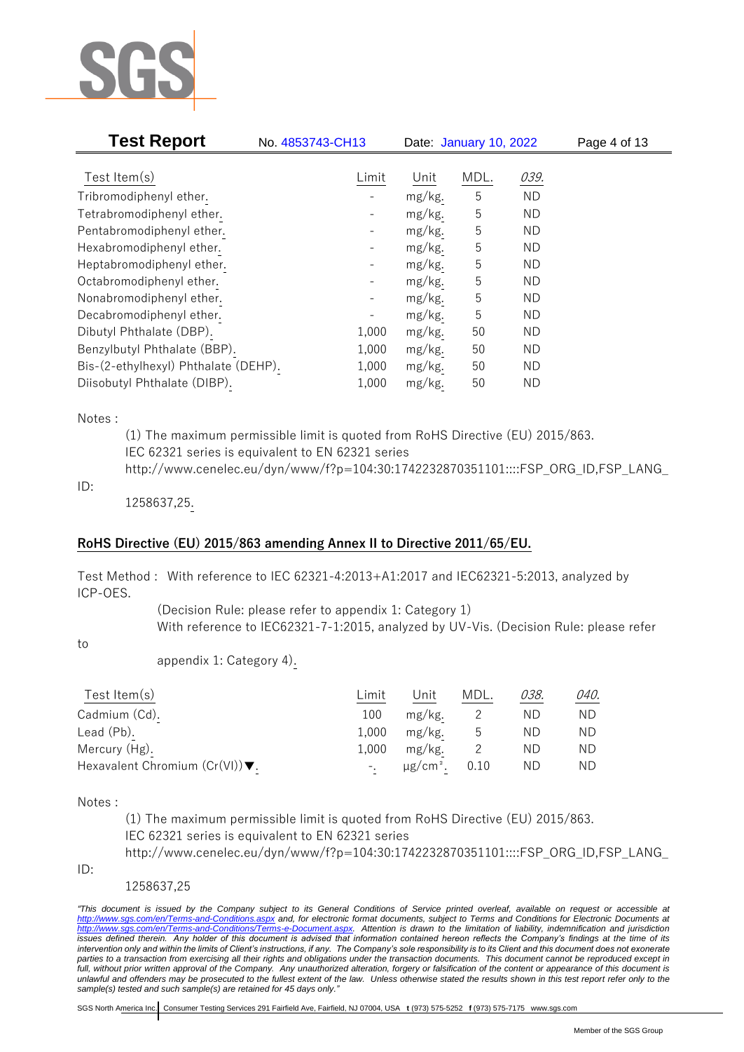| Test Item(s) | Limit | Unit | MDL. | 039. |
|---|---|---|---|---|
| Tribromodiphenyl ether. | - | mg/kg. | 5 | ND |
| Tetrabromodiphenyl ether. | - | mg/kg. | 5 | ND |
| Pentabromodiphenyl ether. | - | mg/kg. | 5 | ND |
| Hexabromodiphenyl ether. | - | mg/kg. | 5 | ND |
| Heptabromodiphenyl ether. | - | mg/kg. | 5 | ND |
| Octabromodiphenyl ether. | - | mg/kg. | 5 | ND |
| Nonabromodiphenyl ether. | - | mg/kg. | 5 | ND |
| Decabromodiphenyl ether. | - | mg/kg. | 5 | ND |
| Dibutyl Phthalate (DBP). | 1,000 | mg/kg. | 50 | ND |
| Benzylbutyl Phthalate (BBP). | 1,000 | mg/kg. | 50 | ND |
| Bis-(2-ethylhexyl) Phthalate (DEHP). | 1,000 | mg/kg. | 50 | ND |
| Diisobutyl Phthalate (DIBP). | 1,000 | mg/kg. | 50 | ND |

Notes :

(1) The maximum permissible limit is quoted from RoHS Directive (EU) 2015/863.
IEC 62321 series is equivalent to EN 62321 series
http://www.cenelec.eu/dyn/www/f?p=104:30:1742232870351101::::FSP_ORG_ID,FSP_LANG_ID:
1258637,25.

**RoHS Directive (EU) 2015/863 amending Annex II to Directive 2011/65/EU.**

Test Method : With reference to IEC 62321-4:2013+A1:2017 and IEC62321-5:2013, analyzed by ICP-OES.

(Decision Rule: please refer to appendix 1: Category 1)
With reference to IEC62321-7-1:2015, analyzed by UV-Vis. (Decision Rule: please refer to appendix 1: Category 4).

| Test Item(s) | Limit | Unit | MDL. | 038. | 040. |
|---|---|---|---|---|---|
| Cadmium (Cd). | 100 | mg/kg. | 2 | ND | ND |
| Lead (Pb). | 1,000 | mg/kg. | 5 | ND | ND |
| Mercury (Hg). | 1,000 | mg/kg. | 2 | ND | ND |
| Hexavalent Chromium (Cr(VI))▼. | -. | $\mu g/cm^2$. | 0.10 | ND | ND |

Notes :

(1) The maximum permissible limit is quoted from RoHS Directive (EU) 2015/863.
IEC 62321 series is equivalent to EN 62321 series
http://www.cenelec.eu/dyn/www/f?p=104:30:1742232870351101::::FSP_ORG_ID,FSP_LANG_ID:
1258637,25

*"This document is issued by the Company subject to its General Conditions of Service printed overleaf, available on request or accessible at http://www.sgs.com/en/Terms-and-Conditions.aspx and, for electronic format documents, subject to Terms and Conditions for Electronic Documents at http://www.sgs.com/en/Terms-and-Conditions/Terms-e-Document.aspx. Attention is drawn to the limitation of liability, indemnification and jurisdiction issues defined therein. Any holder of this document is advised that information contained hereon reflects the Company's findings at the time of its intervention only and within the limits of Client's instructions, if any. The Company's sole responsibility is to its Client and this document does not exonerate parties to a transaction from exercising all their rights and obligations under the transaction documents. This document cannot be reproduced except in full, without prior written approval of the Company. Any unauthorized alteration, forgery or falsification of the content or appearance of this document is unlawful and offenders may be prosecuted to the fullest extent of the law. Unless otherwise stated the results shown in this test report refer only to the sample(s) tested and such sample(s) are retained for 45 days only."*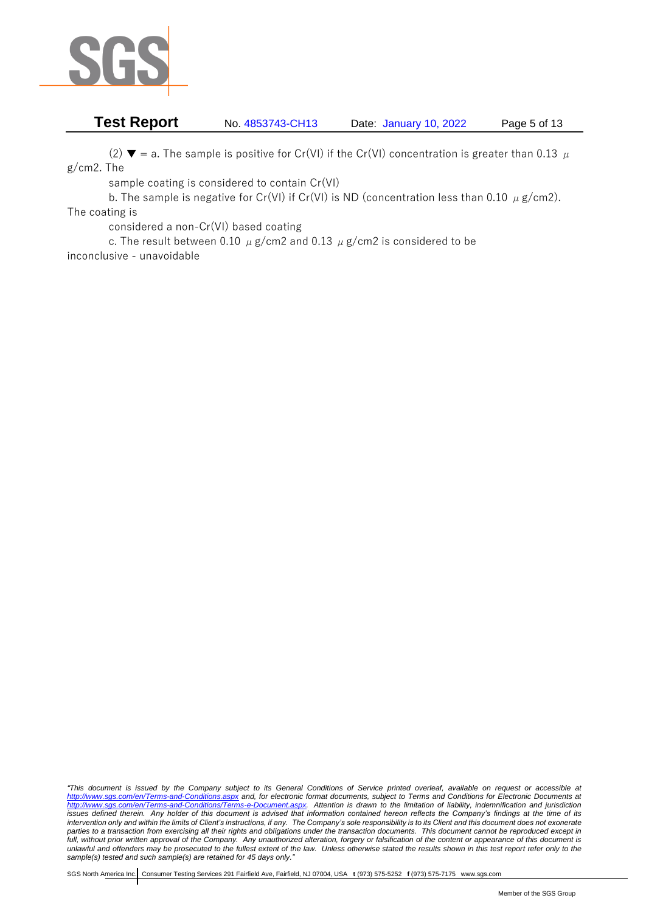(2) ▼ = a. The sample is positive for Cr(VI) if the Cr(VI) concentration is greater than 0.13 $\mu$ g/cm2. The

sample coating is considered to contain Cr(VI)

b. The sample is negative for Cr(VI) if Cr(VI) is ND (concentration less than 0.10 $\mu$ g/cm2). The coating is

considered a non-Cr(VI) based coating

c. The result between 0.10 $\mu$ g/cm2 and 0.13 $\mu$ g/cm2 is considered to be inconclusive - unavoidable

*"This document is issued by the Company subject to its General Conditions of Service printed overleaf, available on request or accessible at http://www.sgs.com/en/Terms-and-Conditions.aspx and, for electronic format documents, subject to Terms and Conditions for Electronic Documents at http://www.sgs.com/en/Terms-and-Conditions/Terms-e-Document.aspx. Attention is drawn to the limitation of liability, indemnification and jurisdiction issues defined therein. Any holder of this document is advised that information contained hereon reflects the Company's findings at the time of its intervention only and within the limits of Client's instructions, if any. The Company's sole responsibility is to its Client and this document does not exonerate parties to a transaction from exercising all their rights and obligations under the transaction documents. This document cannot be reproduced except in full, without prior written approval of the Company. Any unauthorized alteration, forgery or falsification of the content or appearance of this document is unlawful and offenders may be prosecuted to the fullest extent of the law. Unless otherwise stated the results shown in this test report refer only to the sample(s) tested and such sample(s) are retained for 45 days only."*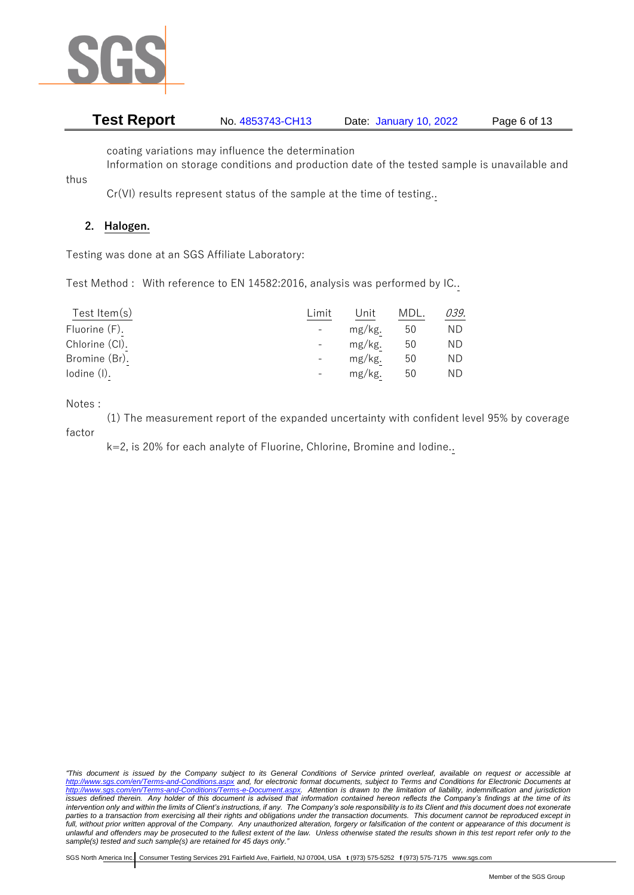coating variations may influence the determination

Information on storage conditions and production date of the tested sample is unavailable and thus

Cr(VI) results represent status of the sample at the time of testing..

## 2. Halogen.

Testing was done at an SGS Affiliate Laboratory:

Test Method : With reference to EN 14582:2016, analysis was performed by IC..

| Test Item(s) | Limit | Unit | MDL. | *039.* |
|---|---|---|---|---|
| Fluorine (F). | - | mg/kg. | 50 | ND |
| Chlorine (Cl). | - | mg/kg. | 50 | ND |
| Bromine (Br). | - | mg/kg. | 50 | ND |
| Iodine (I). | - | mg/kg. | 50 | ND |

Notes :

(1) The measurement report of the expanded uncertainty with confident level 95% by coverage factor

k=2, is 20% for each analyte of Fluorine, Chlorine, Bromine and Iodine..

*"This document is issued by the Company subject to its General Conditions of Service printed overleaf, available on request or accessible at http://www.sgs.com/en/Terms-and-Conditions.aspx and, for electronic format documents, subject to Terms and Conditions for Electronic Documents at http://www.sgs.com/en/Terms-and-Conditions/Terms-e-Document.aspx. Attention is drawn to the limitation of liability, indemnification and jurisdiction issues defined therein. Any holder of this document is advised that information contained hereon reflects the Company's findings at the time of its intervention only and within the limits of Client's instructions, if any. The Company's sole responsibility is to its Client and this document does not exonerate parties to a transaction from exercising all their rights and obligations under the transaction documents. This document cannot be reproduced except in full, without prior written approval of the Company. Any unauthorized alteration, forgery or falsification of the content or appearance of this document is unlawful and offenders may be prosecuted to the fullest extent of the law. Unless otherwise stated the results shown in this test report refer only to the sample(s) tested and such sample(s) are retained for 45 days only."*

SGS North America Inc. | Consumer Testing Services 291 Fairfield Ave, Fairfield, NJ 07004, USA **t** (973) 575-5252 **f** (973) 575-7175 www.sgs.com

Member of the SGS Group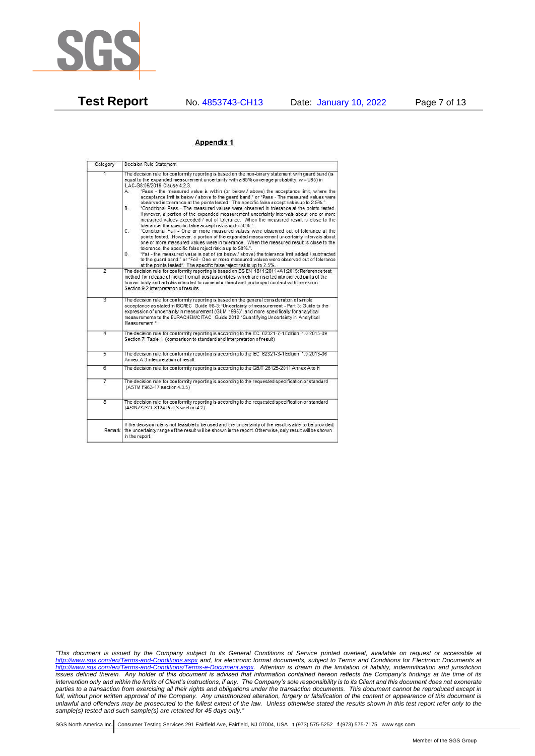## Appendix 1

| Category | Decision Rule Statement |
|---|---|
| 1 | The decision rule for conformity reporting is based on the non-binary statement with guard band (is equal to the expanded measurement uncertainty with a 95% coverage probability, w = U95) in ILAC-G8:09/2019 Clause 4.2.3.<br>A. "Pass - the measured value is within (or below / above) the acceptance limit, where the acceptance limit is below / above to the guard band." or "Pass - The measured values were observed in tolerance at the points tested. The specific false accept risk is up to 2.5%.".<br>B. "Conditional Pass - The measured values were observed in tolerance at the points tested. However, a portion of the expanded measurement uncertainty intervals about one or more measured values exceeded / out of tolerance. When the measured result is close to the tolerance, the specific false accept risk is up to 50%.".<br>C. "Conditional Fail - One or more measured values were observed out of tolerance at the points tested. However, a portion of the expanded measurement uncertainty intervals about one or more measured values were in tolerance. When the measured result is close to the tolerance, the specific false reject risk is up to 50%.".<br>D. "Fail - the measured value is out of (or below / above) the tolerance limit added / subtracted to the guard band." or "Fail - One or more measured values were observed out of tolerance at the points tested". The specific false reject risk is up to 2.5%. |
| 2 | The decision rule for conformity reporting is based on BS EN 1811:2011+A1:2015: Reference test method for release of nickel from all post assemblies which are inserted into pierced parts of the human body and articles intended to come into direct and prolonged contact with the skin in Section 9.2 interpretation of results. |
| 3 | The decision rule for conformity reporting is based on the general consideration of simple acceptance as stated in ISO/IEC Guide 98-3: "Uncertainty of measurement - Part 3: Guide to the expression of uncertainty in measurement (GUM 1995)", and more specifically for analytical measurements to the EURACHEM/CITAC Guide 2012 "Quantifying Uncertainty in Analytical Measurement ". |
| 4 | The decision rule for conformity reporting is according to the IEC 62321-7-1 Edition 1.0 2015-09 Section 7: Table 1-(comparison to standard and interpretation of result) |
| 5 | The decision rule for conformity reporting is according to the IEC 62321-3-1 Edition 1.0 2013-06 Annex A.3 interpretation of result. |
| 6 | The decision rule for conformity reporting is according to the GB/T 26125-2011 Annex A to H |
| 7 | The decision rule for conformity reporting is according to the requested specification or standard (ASTM F963-17 section 4.3.5) |
| 8 | The decision rule for conformity reporting is according to the requested specification or standard (AS/NZS ISO 8124 Part 3 section 4.2) |
| Remark | If the decision rule is not feasible to be used and the uncertainty of the result is able to be provided, the uncertainty range of the result will be shown in the report. Otherwise, only result will be shown in the report. |

*"This document is issued by the Company subject to its General Conditions of Service printed overleaf, available on request or accessible at http://www.sgs.com/en/Terms-and-Conditions.aspx and, for electronic format documents, subject to Terms and Conditions for Electronic Documents at http://www.sgs.com/en/Terms-and-Conditions/Terms-e-Document.aspx. Attention is drawn to the limitation of liability, indemnification and jurisdiction issues defined therein. Any holder of this document is advised that information contained hereon reflects the Company's findings at the time of its intervention only and within the limits of Client's instructions, if any. The Company's sole responsibility is to its Client and this document does not exonerate parties to a transaction from exercising all their rights and obligations under the transaction documents. This document cannot be reproduced except in full, without prior written approval of the Company. Any unauthorized alteration, forgery or falsification of the content or appearance of this document is unlawful and offenders may be prosecuted to the fullest extent of the law. Unless otherwise stated the results shown in this test report refer only to the sample(s) tested and such sample(s) are retained for 45 days only."*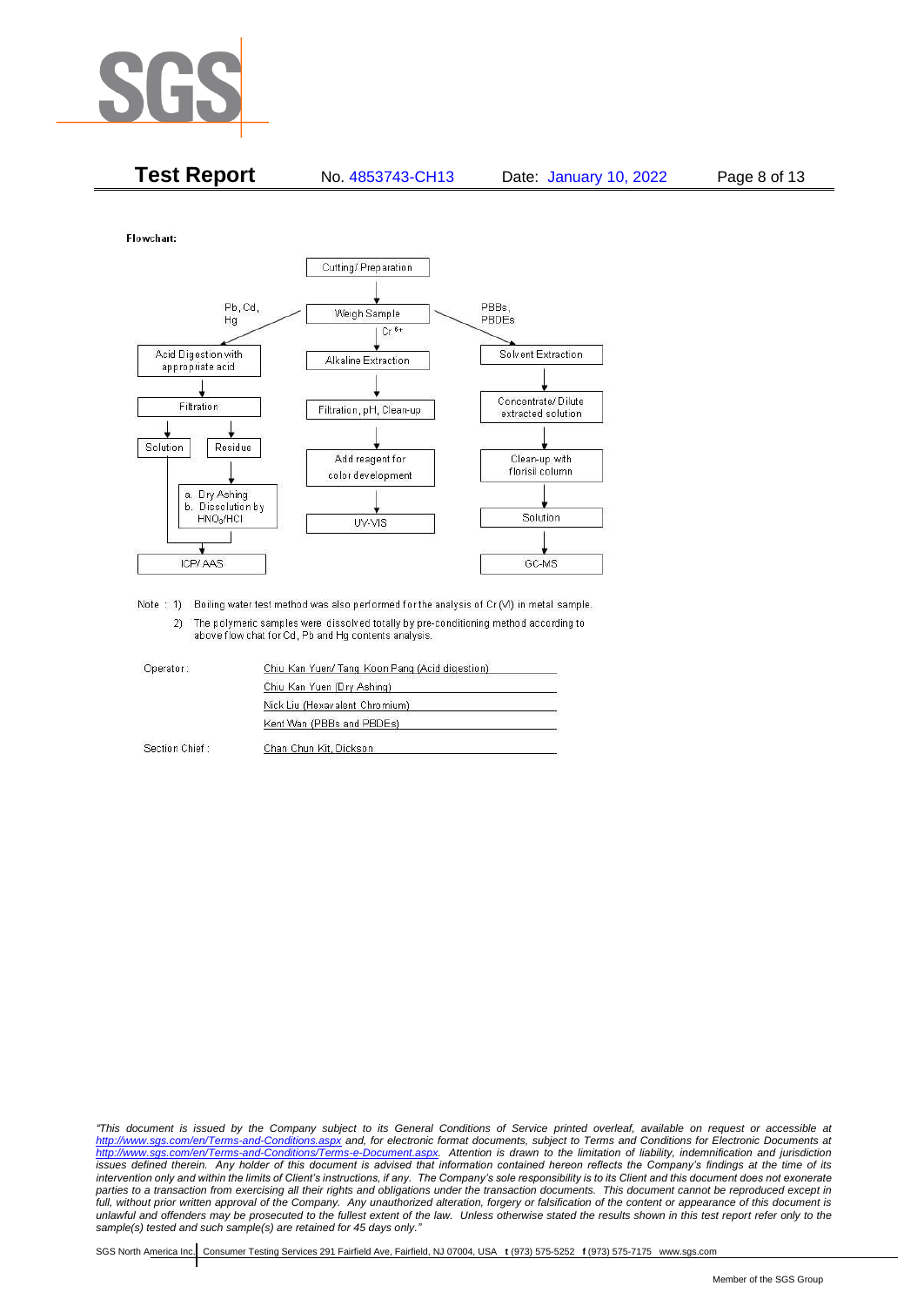Flowchart:

Cutting/ Preparation → Weigh Sample

**Pb, Cd, Hg:**
- Acid Digestion with appropriate acid
- Filtration
- Solution → ICP/ AAS
- Residue → a. Dry Ashing b. Dissolution by $HNO_3$/HCl → ICP/ AAS

**$Cr^{6+}$:**
- Alkaline Extraction
- Filtration, pH, Clean-up
- Add reagent for color development
- UV-VIS

**PBBs, PBDEs:**
- Solvent Extraction
- Concentrate/ Dilute extracted solution
- Clean-up with florisil column
- Solution
- GC-MS

Note : 1) Boiling water test method was also performed for the analysis of Cr (VI) in metal sample.

2) The polymeric samples were dissolved totally by pre-conditioning method according to above flow chat for Cd, Pb and Hg contents analysis.

| | |
|---|---|
| Operator: | Chiu Kan Yuen/ Tang Koon Pang (Acid digestion) |
| | Chiu Kan Yuen (Dry Ashing) |
| | Nick Liu (Hexavalent Chromium) |
| | Kent Wan (PBBs and PBDEs) |
| Section Chief: | Chan Chun Kit, Dickson |

*"This document is issued by the Company subject to its General Conditions of Service printed overleaf, available on request or accessible at http://www.sgs.com/en/Terms-and-Conditions.aspx and, for electronic format documents, subject to Terms and Conditions for Electronic Documents at http://www.sgs.com/en/Terms-and-Conditions/Terms-e-Document.aspx. Attention is drawn to the limitation of liability, indemnification and jurisdiction issues defined therein. Any holder of this document is advised that information contained hereon reflects the Company's findings at the time of its intervention only and within the limits of Client's instructions, if any. The Company's sole responsibility is to its Client and this document does not exonerate parties to a transaction from exercising all their rights and obligations under the transaction documents. This document cannot be reproduced except in full, without prior written approval of the Company. Any unauthorized alteration, forgery or falsification of the content or appearance of this document is unlawful and offenders may be prosecuted to the fullest extent of the law. Unless otherwise stated the results shown in this test report refer only to the sample(s) tested and such sample(s) are retained for 45 days only."*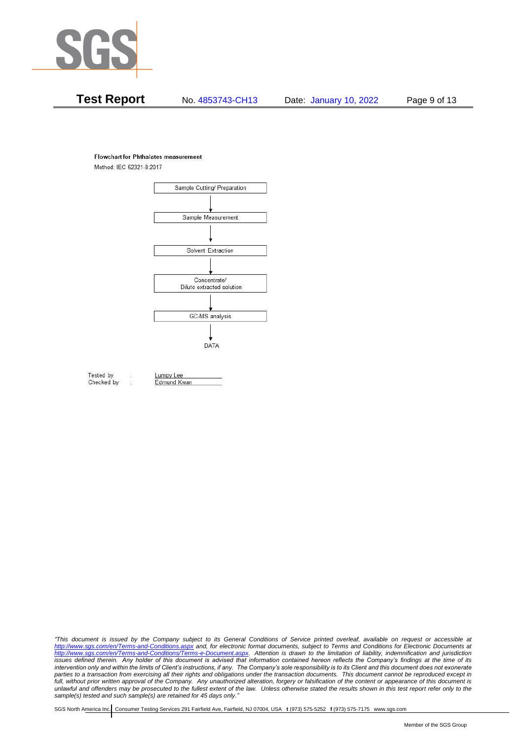**Flowchart for Phthalates measurement**

Method: IEC 62321-8:2017

Sample Cutting/ Preparation

↓

Sample Measurement

↓

Solvent Extraction

↓

Concentrate/ Dilute extracted solution

↓

GC-MS analysis

↓

DATA

Tested by : Lumpy Lee

Checked by : Edmund Kwan

*"This document is issued by the Company subject to its General Conditions of Service printed overleaf, available on request or accessible at http://www.sgs.com/en/Terms-and-Conditions.aspx and, for electronic format documents, subject to Terms and Conditions for Electronic Documents at http://www.sgs.com/en/Terms-and-Conditions/Terms-e-Document.aspx. Attention is drawn to the limitation of liability, indemnification and jurisdiction issues defined therein. Any holder of this document is advised that information contained hereon reflects the Company's findings at the time of its intervention only and within the limits of Client's instructions, if any. The Company's sole responsibility is to its Client and this document does not exonerate parties to a transaction from exercising all their rights and obligations under the transaction documents. This document cannot be reproduced except in full, without prior written approval of the Company. Any unauthorized alteration, forgery or falsification of the content or appearance of this document is unlawful and offenders may be prosecuted to the fullest extent of the law. Unless otherwise stated the results shown in this test report refer only to the sample(s) tested and such sample(s) are retained for 45 days only."*

SGS North America Inc. | Consumer Testing Services 291 Fairfield Ave, Fairfield, NJ 07004, USA **t** (973) 575-5252 **f** (973) 575-7175 www.sgs.com

Member of the SGS Group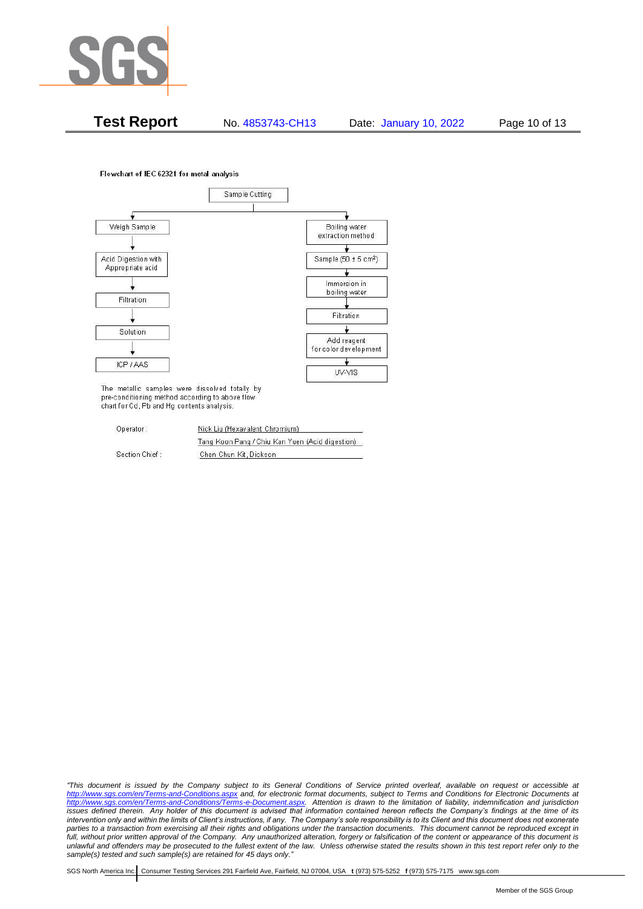Flowchart of IEC 62321 for metal analysis

Sample Cutting

- Weigh Sample → Acid Digestion with Appropriate acid → Filtration → Solution → ICP / AAS
- Boiling water extraction method → Sample (50 ± 5 cm²) → Immersion in boiling water → Filtration → Add reagent for color development → UV-VIS

The metallic samples were dissolved totally by pre-conditioning method according to above flow chart for Cd, Pb and Hg contents analysis.

Operator : Nick Liu (Hexavalent Chromium)

Tang Koon Pang / Chiu Kan Yuen (Acid digestion)

Section Chief : Chan Chun Kit, Dickson

*"This document is issued by the Company subject to its General Conditions of Service printed overleaf, available on request or accessible at http://www.sgs.com/en/Terms-and-Conditions.aspx and, for electronic format documents, subject to Terms and Conditions for Electronic Documents at http://www.sgs.com/en/Terms-and-Conditions/Terms-e-Document.aspx. Attention is drawn to the limitation of liability, indemnification and jurisdiction issues defined therein. Any holder of this document is advised that information contained hereon reflects the Company's findings at the time of its intervention only and within the limits of Client's instructions, if any. The Company's sole responsibility is to its Client and this document does not exonerate parties to a transaction from exercising all their rights and obligations under the transaction documents. This document cannot be reproduced except in full, without prior written approval of the Company. Any unauthorized alteration, forgery or falsification of the content or appearance of this document is unlawful and offenders may be prosecuted to the fullest extent of the law. Unless otherwise stated the results shown in this test report refer only to the sample(s) tested and such sample(s) are retained for 45 days only."*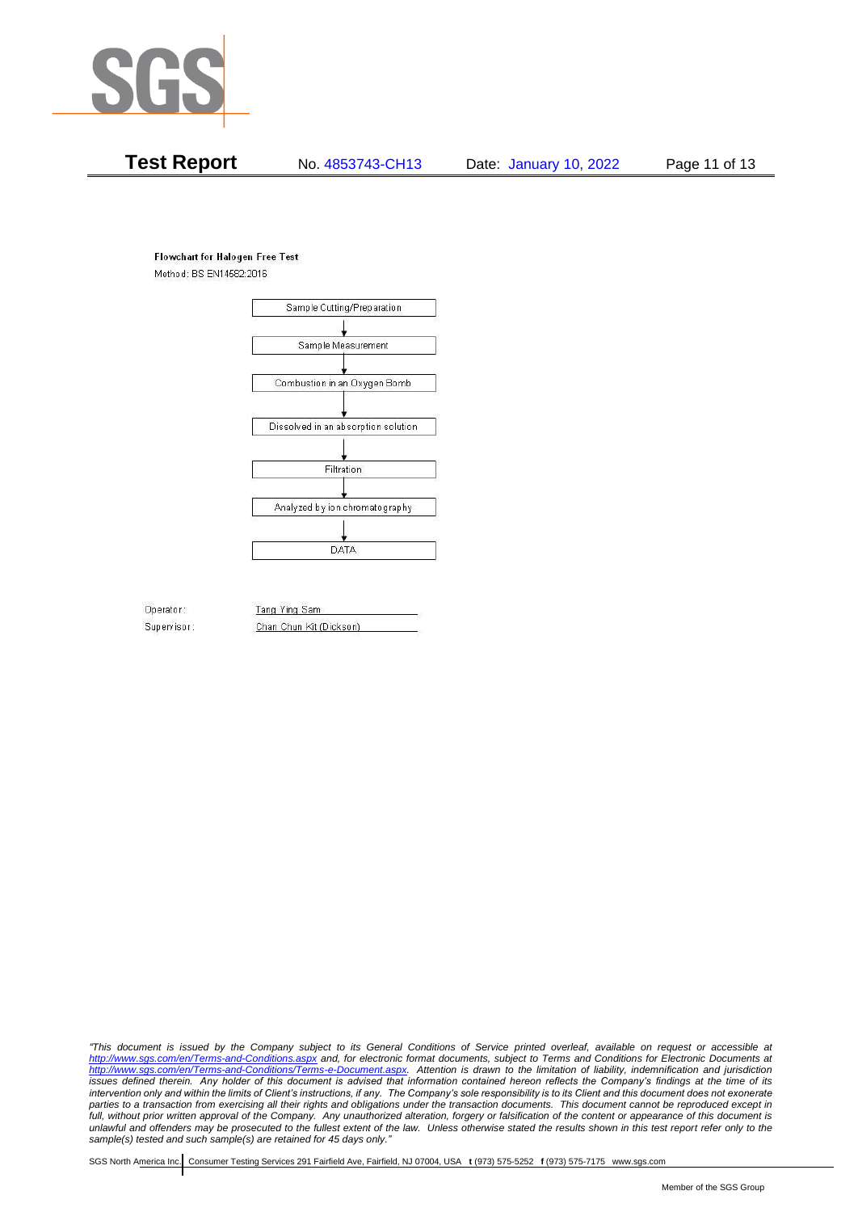**Flowchart for Halogen Free Test**

Method: BS EN14582:2016

Sample Cutting/Preparation
↓
Sample Measurement
↓
Combustion in an Oxygen Bomb
↓
Dissolved in an absorption solution
↓
Filtration
↓
Analyzed by ion chromatography
↓
DATA

Operator: Tang Ying Sam

Supervisor: Chan Chun Kit (Dickson)

*"This document is issued by the Company subject to its General Conditions of Service printed overleaf, available on request or accessible at http://www.sgs.com/en/Terms-and-Conditions.aspx and, for electronic format documents, subject to Terms and Conditions for Electronic Documents at http://www.sgs.com/en/Terms-and-Conditions/Terms-e-Document.aspx. Attention is drawn to the limitation of liability, indemnification and jurisdiction issues defined therein. Any holder of this document is advised that information contained hereon reflects the Company's findings at the time of its intervention only and within the limits of Client's instructions, if any. The Company's sole responsibility is to its Client and this document does not exonerate parties to a transaction from exercising all their rights and obligations under the transaction documents. This document cannot be reproduced except in full, without prior written approval of the Company. Any unauthorized alteration, forgery or falsification of the content or appearance of this document is unlawful and offenders may be prosecuted to the fullest extent of the law. Unless otherwise stated the results shown in this test report refer only to the sample(s) tested and such sample(s) are retained for 45 days only."*

SGS North America Inc. | Consumer Testing Services 291 Fairfield Ave, Fairfield, NJ 07004, USA **t** (973) 575-5252 **f** (973) 575-7175 www.sgs.com

Member of the SGS Group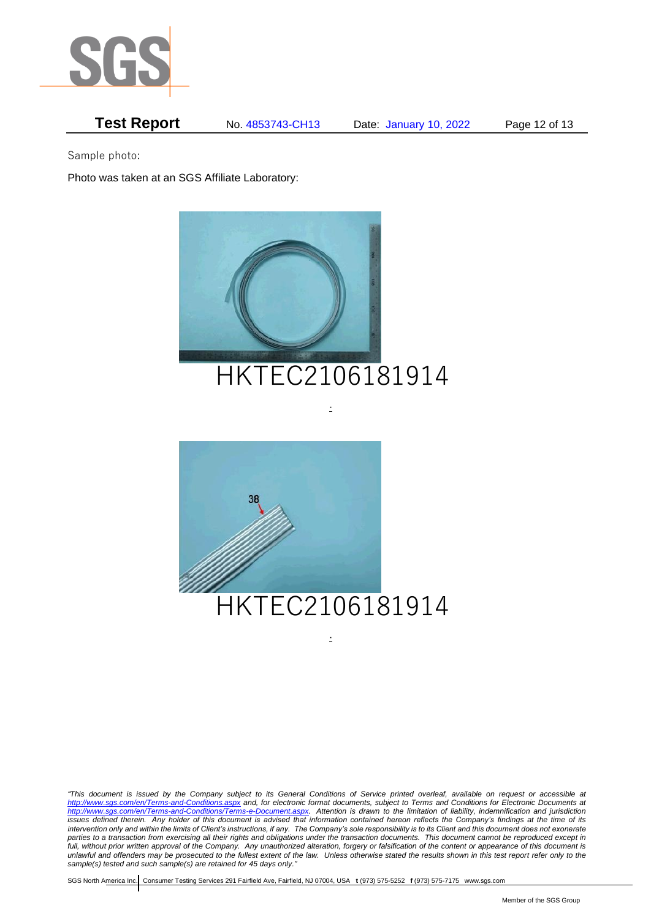Sample photo:

Photo was taken at an SGS Affiliate Laboratory:

HKTEC2106181914

:

HKTEC2106181914

:

*"This document is issued by the Company subject to its General Conditions of Service printed overleaf, available on request or accessible at http://www.sgs.com/en/Terms-and-Conditions.aspx and, for electronic format documents, subject to Terms and Conditions for Electronic Documents at http://www.sgs.com/en/Terms-and-Conditions/Terms-e-Document.aspx. Attention is drawn to the limitation of liability, indemnification and jurisdiction issues defined therein. Any holder of this document is advised that information contained hereon reflects the Company's findings at the time of its intervention only and within the limits of Client's instructions, if any. The Company's sole responsibility is to its Client and this document does not exonerate parties to a transaction from exercising all their rights and obligations under the transaction documents. This document cannot be reproduced except in full, without prior written approval of the Company. Any unauthorized alteration, forgery or falsification of the content or appearance of this document is unlawful and offenders may be prosecuted to the fullest extent of the law. Unless otherwise stated the results shown in this test report refer only to the sample(s) tested and such sample(s) are retained for 45 days only."*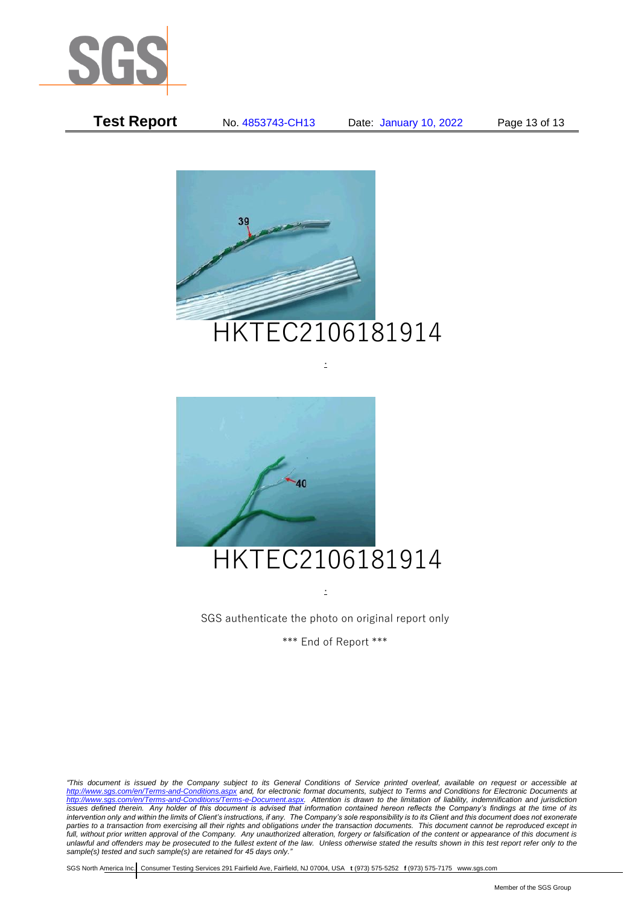HKTEC2106181914

:

HKTEC2106181914

:

SGS authenticate the photo on original report only

*** End of Report ***

*"This document is issued by the Company subject to its General Conditions of Service printed overleaf, available on request or accessible at http://www.sgs.com/en/Terms-and-Conditions.aspx and, for electronic format documents, subject to Terms and Conditions for Electronic Documents at http://www.sgs.com/en/Terms-and-Conditions/Terms-e-Document.aspx. Attention is drawn to the limitation of liability, indemnification and jurisdiction issues defined therein. Any holder of this document is advised that information contained hereon reflects the Company's findings at the time of its intervention only and within the limits of Client's instructions, if any. The Company's sole responsibility is to its Client and this document does not exonerate parties to a transaction from exercising all their rights and obligations under the transaction documents. This document cannot be reproduced except in full, without prior written approval of the Company. Any unauthorized alteration, forgery or falsification of the content or appearance of this document is unlawful and offenders may be prosecuted to the fullest extent of the law. Unless otherwise stated the results shown in this test report refer only to the sample(s) tested and such sample(s) are retained for 45 days only."*

SGS North America Inc. | Consumer Testing Services 291 Fairfield Ave, Fairfield, NJ 07004, USA **t** (973) 575-5252 **f** (973) 575-7175 www.sgs.com

Member of the SGS Group